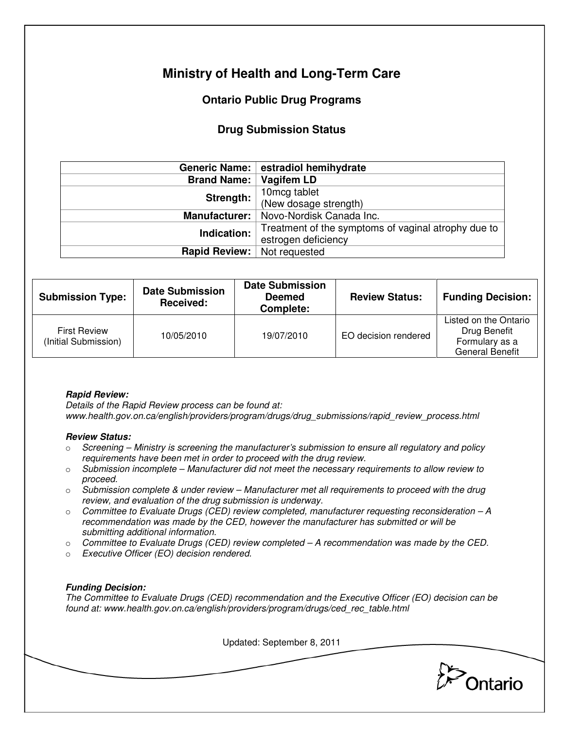# Ministry of Health and Long-Term Care

## Ontario Public Drug Programs

### Drug Submission Status

| | |
|---|---|
| **Generic Name:** | **estradiol hemihydrate** |
| **Brand Name:** | **Vagifem LD** |
| **Strength:** | 10mcg tablet (New dosage strength) |
| **Manufacturer:** | Novo-Nordisk Canada Inc. |
| **Indication:** | Treatment of the symptoms of vaginal atrophy due to estrogen deficiency |
| **Rapid Review:** | Not requested |

| Submission Type: | Date Submission Received: | Date Submission Deemed Complete: | Review Status: | Funding Decision: |
|---|---|---|---|---|
| First Review (Initial Submission) | 10/05/2010 | 19/07/2010 | EO decision rendered | Listed on the Ontario Drug Benefit Formulary as a General Benefit |

***Rapid Review:***
*Details of the Rapid Review process can be found at:*
*www.health.gov.on.ca/english/providers/program/drugs/drug_submissions/rapid_review_process.html*

***Review Status:***

- *Screening – Ministry is screening the manufacturer's submission to ensure all regulatory and policy requirements have been met in order to proceed with the drug review.*
- *Submission incomplete – Manufacturer did not meet the necessary requirements to allow review to proceed.*
- *Submission complete & under review – Manufacturer met all requirements to proceed with the drug review, and evaluation of the drug submission is underway.*
- *Committee to Evaluate Drugs (CED) review completed, manufacturer requesting reconsideration – A recommendation was made by the CED, however the manufacturer has submitted or will be submitting additional information.*
- *Committee to Evaluate Drugs (CED) review completed – A recommendation was made by the CED.*
- *Executive Officer (EO) decision rendered.*

***Funding Decision:***
*The Committee to Evaluate Drugs (CED) recommendation and the Executive Officer (EO) decision can be found at: www.health.gov.on.ca/english/providers/program/drugs/ced_rec_table.html*

Updated: September 8, 2011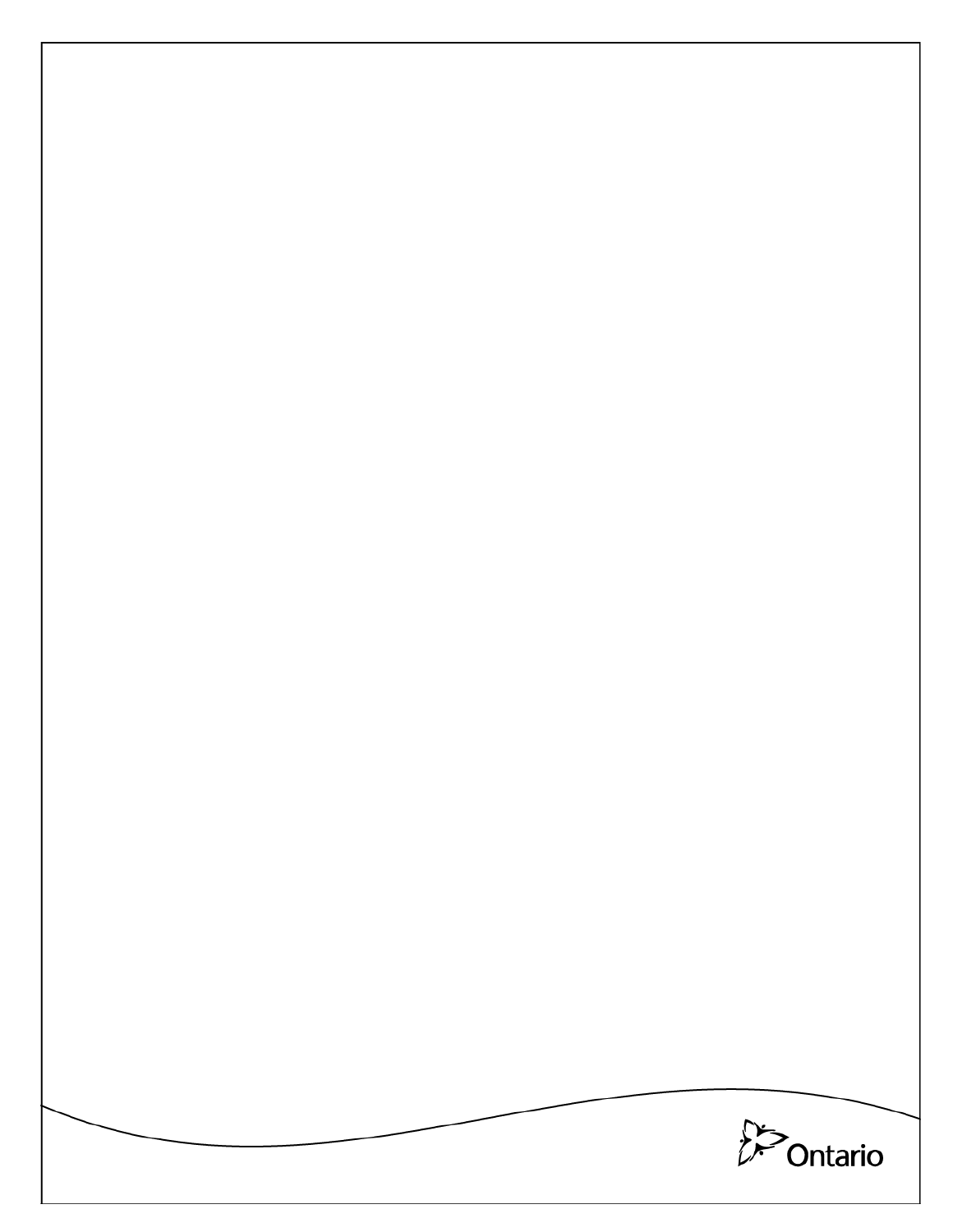Ontario